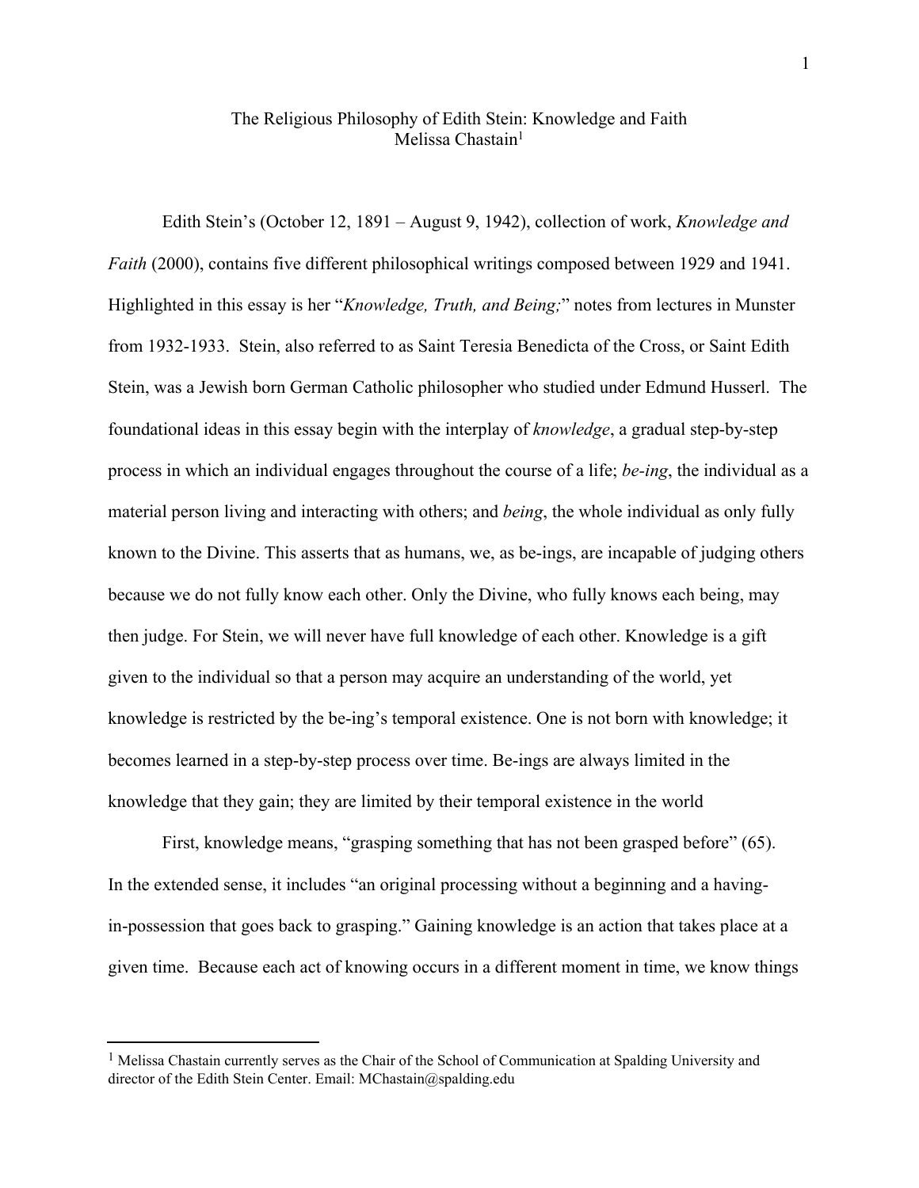# The Religious Philosophy of Edith Stein: Knowledge and Faith

Melissa Chastain[1]

Edith Stein's (October 12, 1891 – August 9, 1942), collection of work, *Knowledge and Faith* (2000), contains five different philosophical writings composed between 1929 and 1941. Highlighted in this essay is her "*Knowledge, Truth, and Being;*" notes from lectures in Munster from 1932-1933. Stein, also referred to as Saint Teresia Benedicta of the Cross, or Saint Edith Stein, was a Jewish born German Catholic philosopher who studied under Edmund Husserl. The foundational ideas in this essay begin with the interplay of *knowledge*, a gradual step-by-step process in which an individual engages throughout the course of a life; *be-ing*, the individual as a material person living and interacting with others; and *being*, the whole individual as only fully known to the Divine. This asserts that as humans, we, as be-ings, are incapable of judging others because we do not fully know each other. Only the Divine, who fully knows each being, may then judge. For Stein, we will never have full knowledge of each other. Knowledge is a gift given to the individual so that a person may acquire an understanding of the world, yet knowledge is restricted by the be-ing's temporal existence. One is not born with knowledge; it becomes learned in a step-by-step process over time. Be-ings are always limited in the knowledge that they gain; they are limited by their temporal existence in the world

First, knowledge means, "grasping something that has not been grasped before" (65). In the extended sense, it includes "an original processing without a beginning and a having-in-possession that goes back to grasping." Gaining knowledge is an action that takes place at a given time. Because each act of knowing occurs in a different moment in time, we know things

---

[1] Melissa Chastain currently serves as the Chair of the School of Communication at Spalding University and director of the Edith Stein Center. Email: MChastain@spalding.edu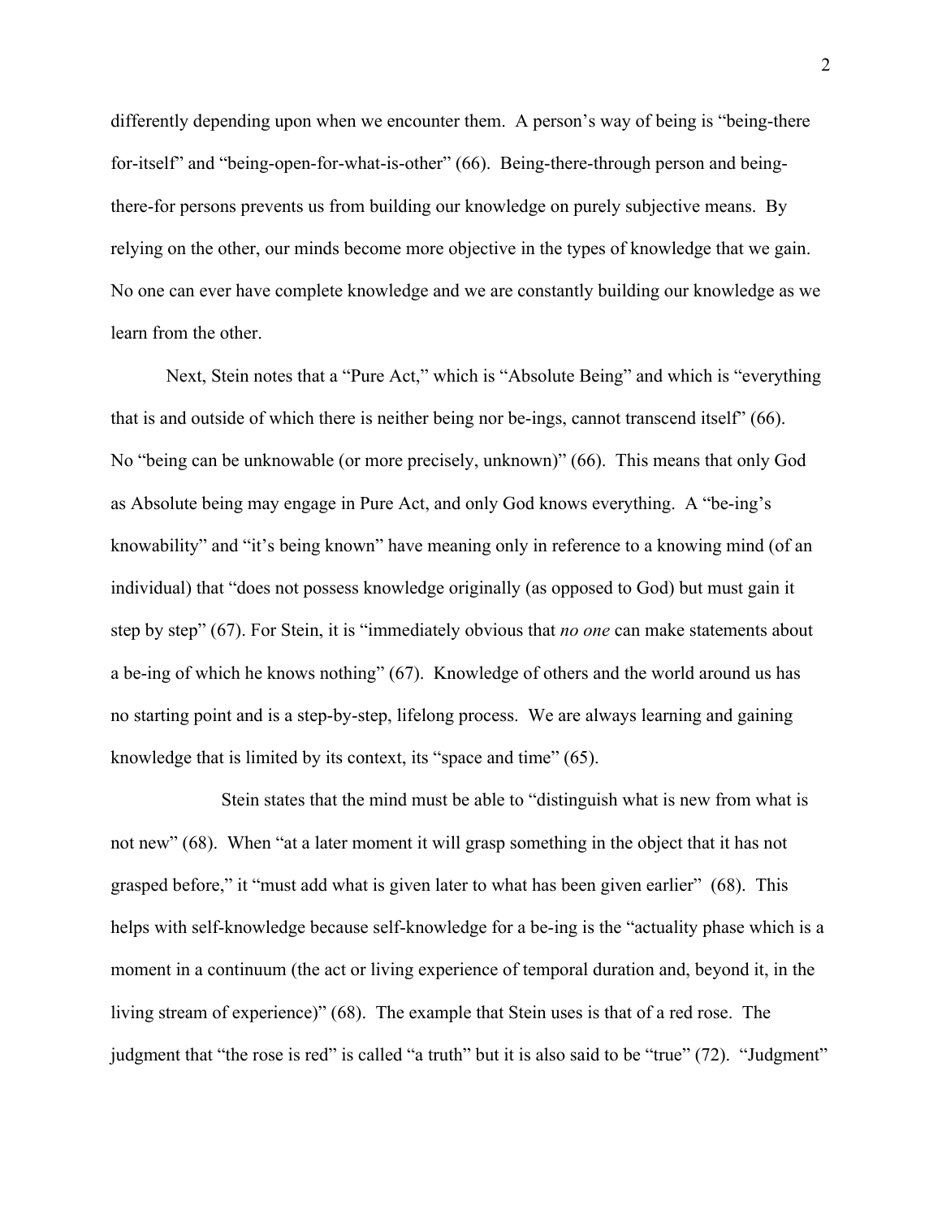differently depending upon when we encounter them. A person's way of being is "being-there for-itself" and "being-open-for-what-is-other" (66). Being-there-through person and being-there-for persons prevents us from building our knowledge on purely subjective means. By relying on the other, our minds become more objective in the types of knowledge that we gain. No one can ever have complete knowledge and we are constantly building our knowledge as we learn from the other.

Next, Stein notes that a "Pure Act," which is "Absolute Being" and which is "everything that is and outside of which there is neither being nor be-ings, cannot transcend itself" (66). No "being can be unknowable (or more precisely, unknown)" (66). This means that only God as Absolute being may engage in Pure Act, and only God knows everything. A "be-ing's knowability" and "it's being known" have meaning only in reference to a knowing mind (of an individual) that "does not possess knowledge originally (as opposed to God) but must gain it step by step" (67). For Stein, it is "immediately obvious that *no one* can make statements about a be-ing of which he knows nothing" (67). Knowledge of others and the world around us has no starting point and is a step-by-step, lifelong process. We are always learning and gaining knowledge that is limited by its context, its "space and time" (65).

Stein states that the mind must be able to "distinguish what is new from what is not new" (68). When "at a later moment it will grasp something in the object that it has not grasped before," it "must add what is given later to what has been given earlier" (68). This helps with self-knowledge because self-knowledge for a be-ing is the "actuality phase which is a moment in a continuum (the act or living experience of temporal duration and, beyond it, in the living stream of experience)" (68). The example that Stein uses is that of a red rose. The judgment that "the rose is red" is called "a truth" but it is also said to be "true" (72). "Judgment"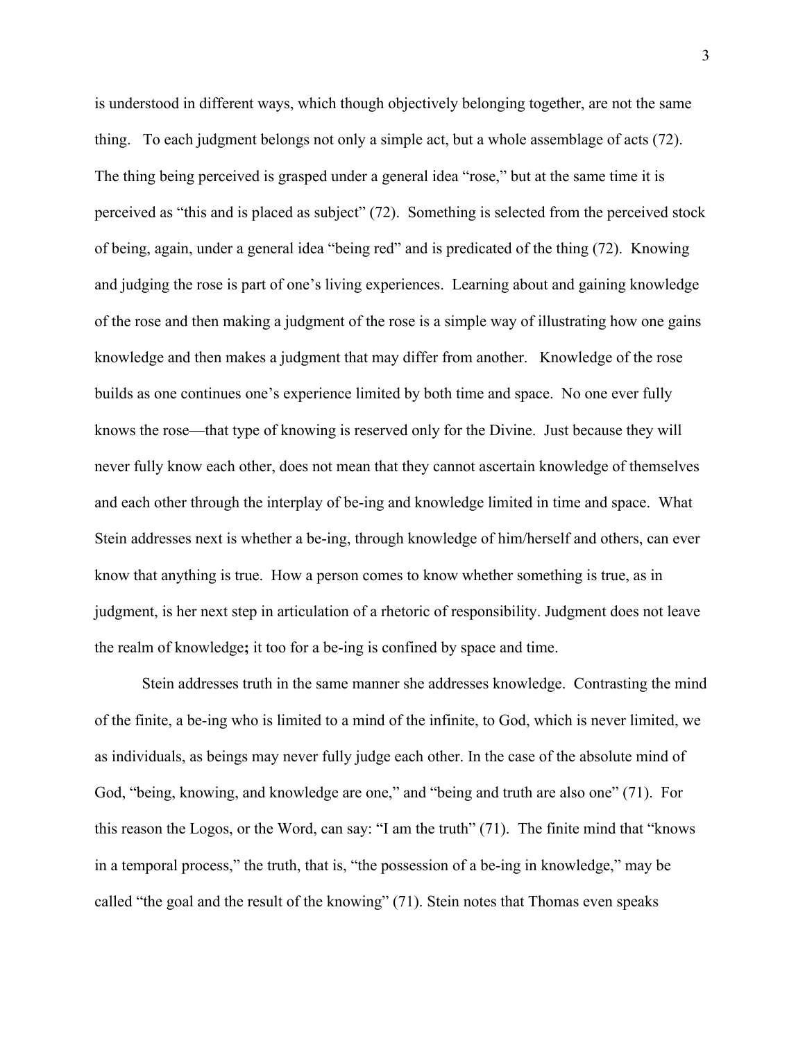is understood in different ways, which though objectively belonging together, are not the same thing. To each judgment belongs not only a simple act, but a whole assemblage of acts (72). The thing being perceived is grasped under a general idea "rose," but at the same time it is perceived as "this and is placed as subject" (72). Something is selected from the perceived stock of being, again, under a general idea "being red" and is predicated of the thing (72). Knowing and judging the rose is part of one's living experiences. Learning about and gaining knowledge of the rose and then making a judgment of the rose is a simple way of illustrating how one gains knowledge and then makes a judgment that may differ from another. Knowledge of the rose builds as one continues one's experience limited by both time and space. No one ever fully knows the rose—that type of knowing is reserved only for the Divine. Just because they will never fully know each other, does not mean that they cannot ascertain knowledge of themselves and each other through the interplay of be-ing and knowledge limited in time and space. What Stein addresses next is whether a be-ing, through knowledge of him/herself and others, can ever know that anything is true. How a person comes to know whether something is true, as in judgment, is her next step in articulation of a rhetoric of responsibility. Judgment does not leave the realm of knowledge**;** it too for a be-ing is confined by space and time.

Stein addresses truth in the same manner she addresses knowledge. Contrasting the mind of the finite, a be-ing who is limited to a mind of the infinite, to God, which is never limited, we as individuals, as beings may never fully judge each other. In the case of the absolute mind of God, "being, knowing, and knowledge are one," and "being and truth are also one" (71). For this reason the Logos, or the Word, can say: "I am the truth" (71). The finite mind that "knows in a temporal process," the truth, that is, "the possession of a be-ing in knowledge," may be called "the goal and the result of the knowing" (71). Stein notes that Thomas even speaks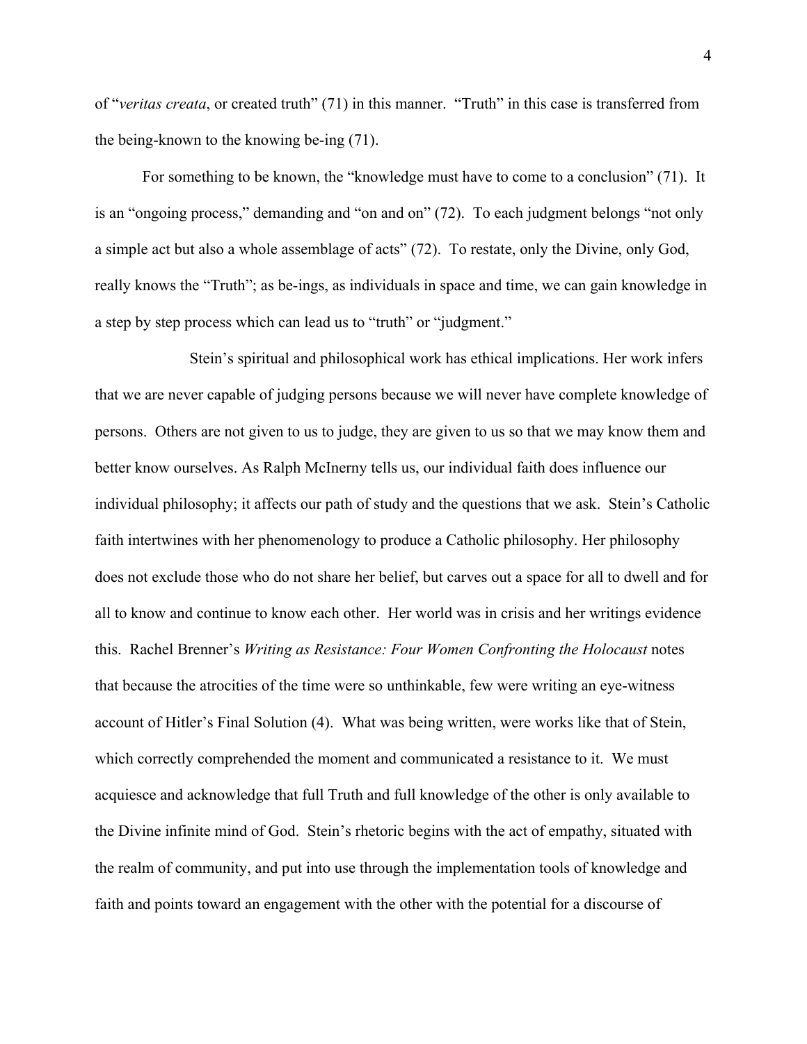of "*veritas creata*, or created truth" (71) in this manner. "Truth" in this case is transferred from the being-known to the knowing be-ing (71).

For something to be known, the "knowledge must have to come to a conclusion" (71). It is an "ongoing process," demanding and "on and on" (72). To each judgment belongs "not only a simple act but also a whole assemblage of acts" (72). To restate, only the Divine, only God, really knows the "Truth"; as be-ings, as individuals in space and time, we can gain knowledge in a step by step process which can lead us to "truth" or "judgment."

Stein's spiritual and philosophical work has ethical implications. Her work infers that we are never capable of judging persons because we will never have complete knowledge of persons. Others are not given to us to judge, they are given to us so that we may know them and better know ourselves. As Ralph McInerny tells us, our individual faith does influence our individual philosophy; it affects our path of study and the questions that we ask. Stein's Catholic faith intertwines with her phenomenology to produce a Catholic philosophy. Her philosophy does not exclude those who do not share her belief, but carves out a space for all to dwell and for all to know and continue to know each other. Her world was in crisis and her writings evidence this. Rachel Brenner's *Writing as Resistance: Four Women Confronting the Holocaust* notes that because the atrocities of the time were so unthinkable, few were writing an eye-witness account of Hitler's Final Solution (4). What was being written, were works like that of Stein, which correctly comprehended the moment and communicated a resistance to it. We must acquiesce and acknowledge that full Truth and full knowledge of the other is only available to the Divine infinite mind of God. Stein's rhetoric begins with the act of empathy, situated with the realm of community, and put into use through the implementation tools of knowledge and faith and points toward an engagement with the other with the potential for a discourse of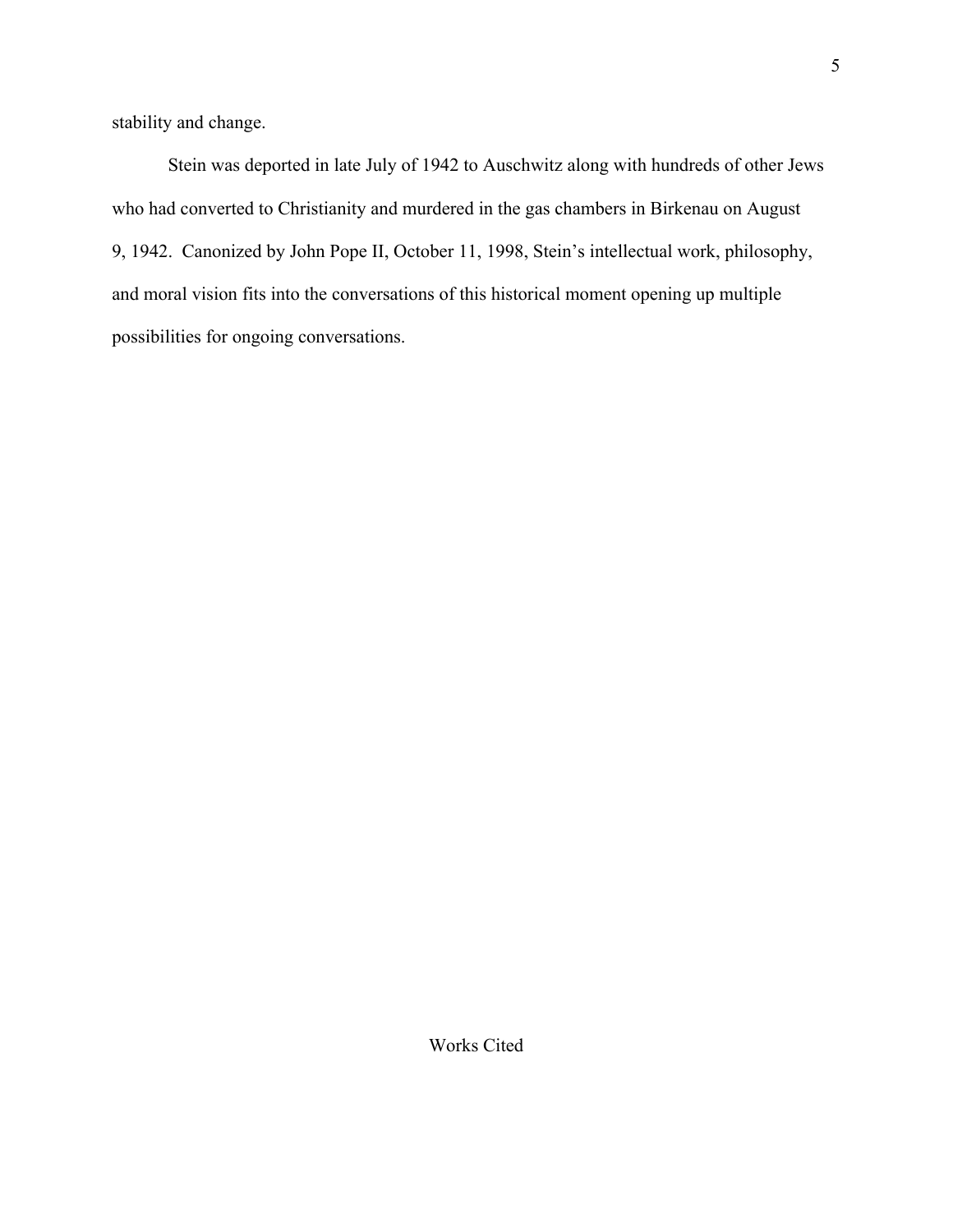stability and change.

Stein was deported in late July of 1942 to Auschwitz along with hundreds of other Jews who had converted to Christianity and murdered in the gas chambers in Birkenau on August 9, 1942. Canonized by John Pope II, October 11, 1998, Stein's intellectual work, philosophy, and moral vision fits into the conversations of this historical moment opening up multiple possibilities for ongoing conversations.

## Works Cited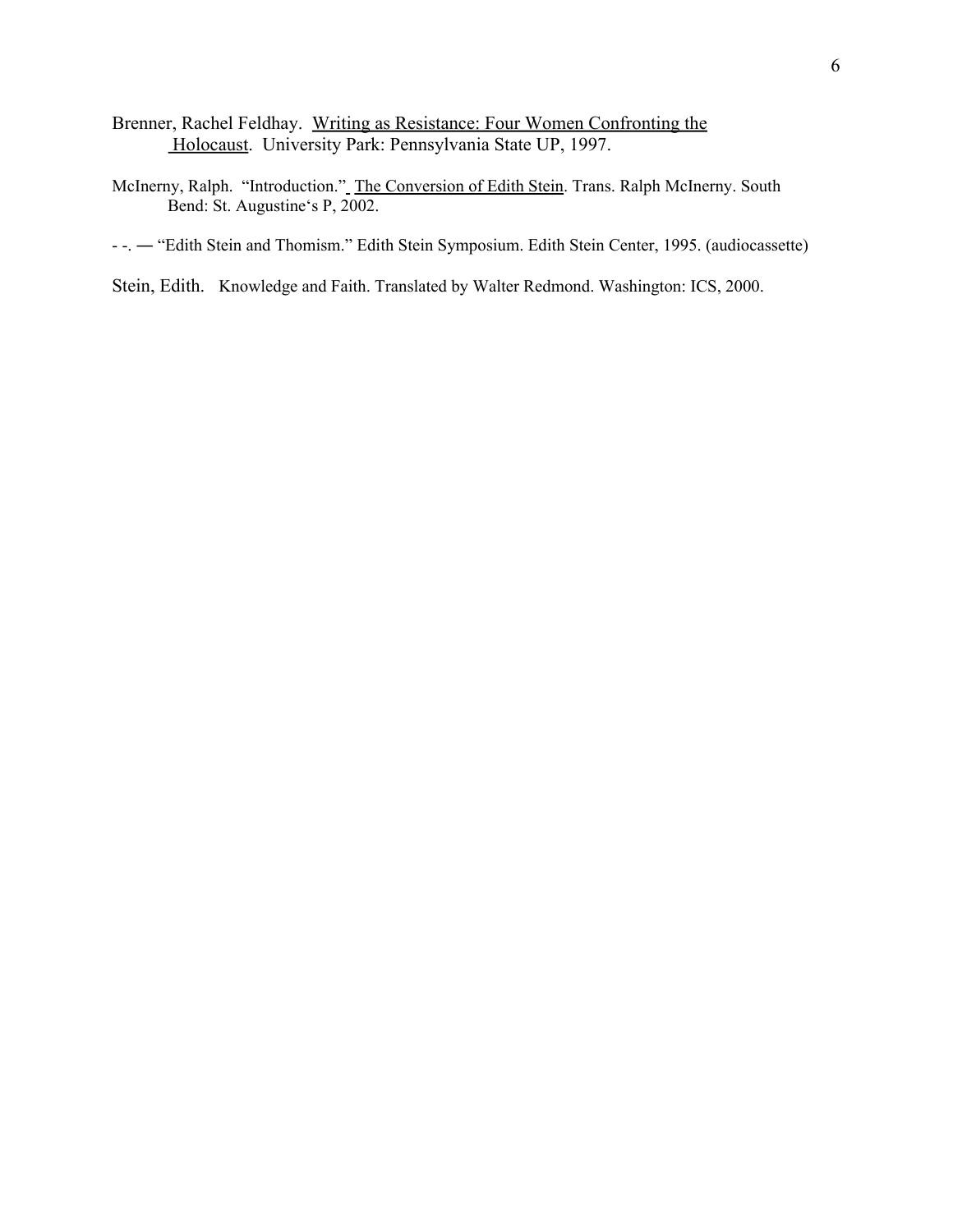Brenner, Rachel Feldhay. Writing as Resistance: Four Women Confronting the Holocaust. University Park: Pennsylvania State UP, 1997.

McInerny, Ralph. "Introduction." The Conversion of Edith Stein. Trans. Ralph McInerny. South Bend: St. Augustine's P, 2002.

- -. — "Edith Stein and Thomism." Edith Stein Symposium. Edith Stein Center, 1995. (audiocassette)

Stein, Edith. Knowledge and Faith. Translated by Walter Redmond. Washington: ICS, 2000.